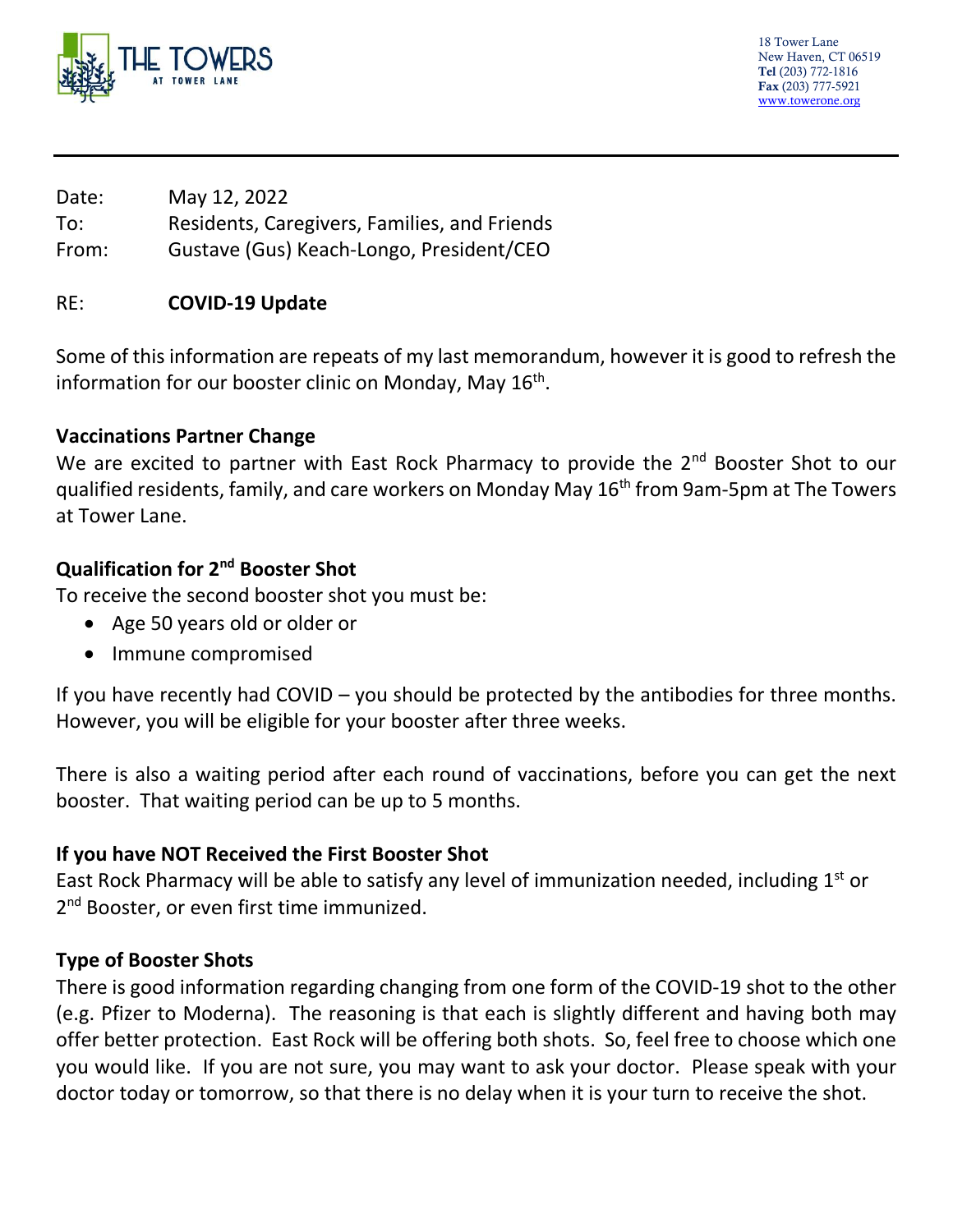THE TOWERS AT TOWER LANE

18 Tower Lane
New Haven, CT 06519
**Tel** (203) 772-1816
**Fax** (203) 777-5921
www.towerone.org

---

Date: May 12, 2022
To: Residents, Caregivers, Families, and Friends
From: Gustave (Gus) Keach-Longo, President/CEO

RE: **COVID-19 Update**

Some of this information are repeats of my last memorandum, however it is good to refresh the information for our booster clinic on Monday, May 16th.

**Vaccinations Partner Change**
We are excited to partner with East Rock Pharmacy to provide the 2nd Booster Shot to our qualified residents, family, and care workers on Monday May 16th from 9am-5pm at The Towers at Tower Lane.

**Qualification for 2nd Booster Shot**
To receive the second booster shot you must be:

- Age 50 years old or older or
- Immune compromised

If you have recently had COVID – you should be protected by the antibodies for three months. However, you will be eligible for your booster after three weeks.

There is also a waiting period after each round of vaccinations, before you can get the next booster. That waiting period can be up to 5 months.

**If you have NOT Received the First Booster Shot**
East Rock Pharmacy will be able to satisfy any level of immunization needed, including 1st or 2nd Booster, or even first time immunized.

**Type of Booster Shots**
There is good information regarding changing from one form of the COVID-19 shot to the other (e.g. Pfizer to Moderna). The reasoning is that each is slightly different and having both may offer better protection. East Rock will be offering both shots. So, feel free to choose which one you would like. If you are not sure, you may want to ask your doctor. Please speak with your doctor today or tomorrow, so that there is no delay when it is your turn to receive the shot.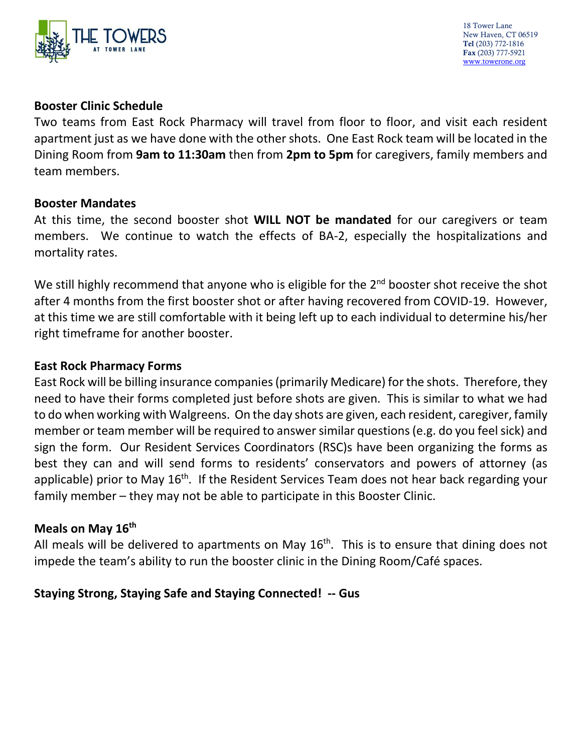**Booster Clinic Schedule**

Two teams from East Rock Pharmacy will travel from floor to floor, and visit each resident apartment just as we have done with the other shots. One East Rock team will be located in the Dining Room from **9am to 11:30am** then from **2pm to 5pm** for caregivers, family members and team members.

**Booster Mandates**

At this time, the second booster shot **WILL NOT be mandated** for our caregivers or team members. We continue to watch the effects of BA-2, especially the hospitalizations and mortality rates.

We still highly recommend that anyone who is eligible for the 2nd booster shot receive the shot after 4 months from the first booster shot or after having recovered from COVID-19. However, at this time we are still comfortable with it being left up to each individual to determine his/her right timeframe for another booster.

**East Rock Pharmacy Forms**

East Rock will be billing insurance companies (primarily Medicare) for the shots. Therefore, they need to have their forms completed just before shots are given. This is similar to what we had to do when working with Walgreens. On the day shots are given, each resident, caregiver, family member or team member will be required to answer similar questions (e.g. do you feel sick) and sign the form. Our Resident Services Coordinators (RSC)s have been organizing the forms as best they can and will send forms to residents' conservators and powers of attorney (as applicable) prior to May 16th. If the Resident Services Team does not hear back regarding your family member – they may not be able to participate in this Booster Clinic.

**Meals on May 16th**

All meals will be delivered to apartments on May 16th. This is to ensure that dining does not impede the team's ability to run the booster clinic in the Dining Room/Café spaces.

**Staying Strong, Staying Safe and Staying Connected! -- Gus**